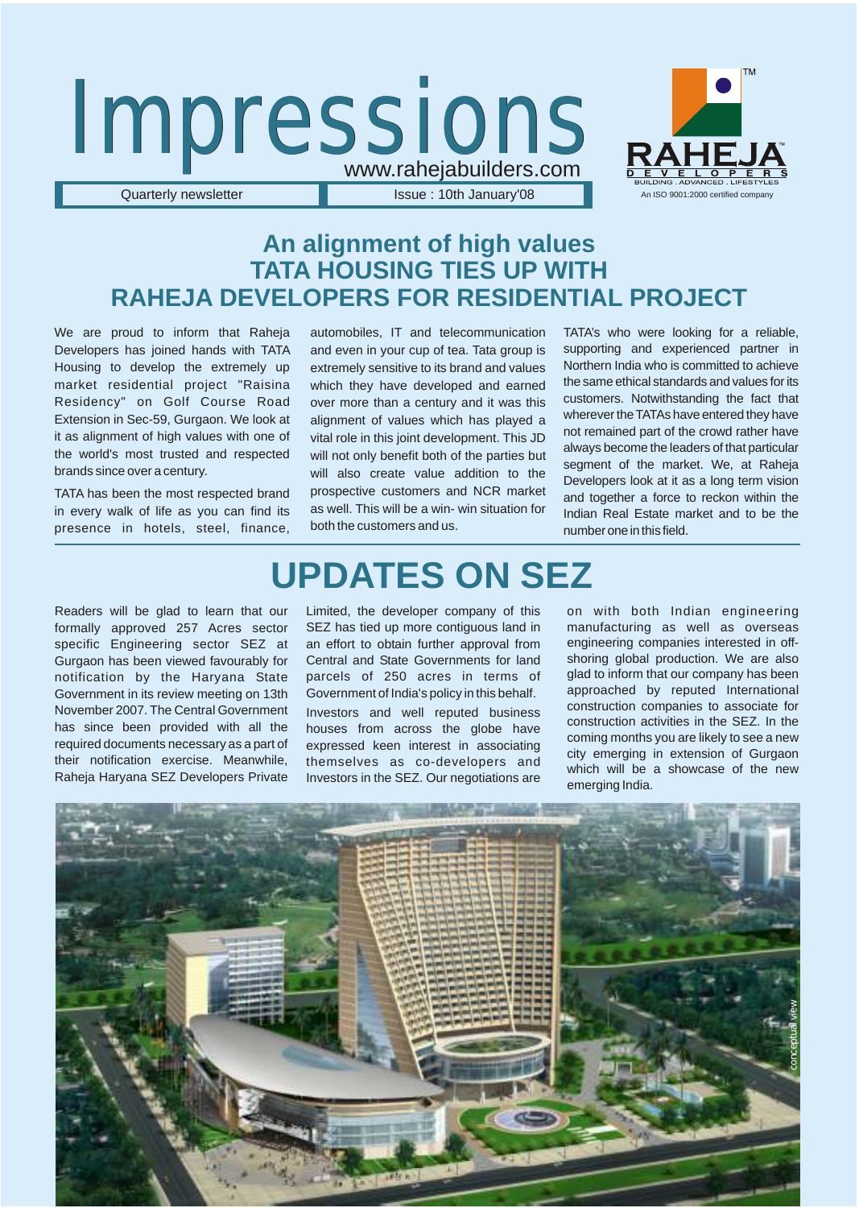# Impressions

www.rahejabuilders.com

Quarterly newsletter | Issue : 10th January'08

RAHEJA DEVELOPERS
BUILDING . ADVANCED . LIFESTYLES
An ISO 9001:2000 certified company

## An alignment of high values
## TATA HOUSING TIES UP WITH RAHEJA DEVELOPERS FOR RESIDENTIAL PROJECT

We are proud to inform that Raheja Developers has joined hands with TATA Housing to develop the extremely up market residential project "Raisina Residency" on Golf Course Road Extension in Sec-59, Gurgaon. We look at it as alignment of high values with one of the world's most trusted and respected brands since over a century.

TATA has been the most respected brand in every walk of life as you can find its presence in hotels, steel, finance, automobiles, IT and telecommunication and even in your cup of tea. Tata group is extremely sensitive to its brand and values which they have developed and earned over more than a century and it was this alignment of values which has played a vital role in this joint development. This JD will not only benefit both of the parties but will also create value addition to the prospective customers and NCR market as well. This will be a win- win situation for both the customers and us.

TATA's who were looking for a reliable, supporting and experienced partner in Northern India who is committed to achieve the same ethical standards and values for its customers. Notwithstanding the fact that wherever the TATAs have entered they have not remained part of the crowd rather have always become the leaders of that particular segment of the market. We, at Raheja Developers look at it as a long term vision and together a force to reckon within the Indian Real Estate market and to be the number one in this field.

## UPDATES ON SEZ

Readers will be glad to learn that our formally approved 257 Acres sector specific Engineering sector SEZ at Gurgaon has been viewed favourably for notification by the Haryana State Government in its review meeting on 13th November 2007. The Central Government has since been provided with all the required documents necessary as a part of their notification exercise. Meanwhile, Raheja Haryana SEZ Developers Private Limited, the developer company of this SEZ has tied up more contiguous land in an effort to obtain further approval from Central and State Governments for land parcels of 250 acres in terms of Government of India's policy in this behalf.

Investors and well reputed business houses from across the globe have expressed keen interest in associating themselves as co-developers and Investors in the SEZ. Our negotiations are on with both Indian engineering manufacturing as well as overseas engineering companies interested in off-shoring global production. We are also glad to inform that our company has been approached by reputed International construction companies to associate for construction activities in the SEZ. In the coming months you are likely to see a new city emerging in extension of Gurgaon which will be a showcase of the new emerging India.

conceptual view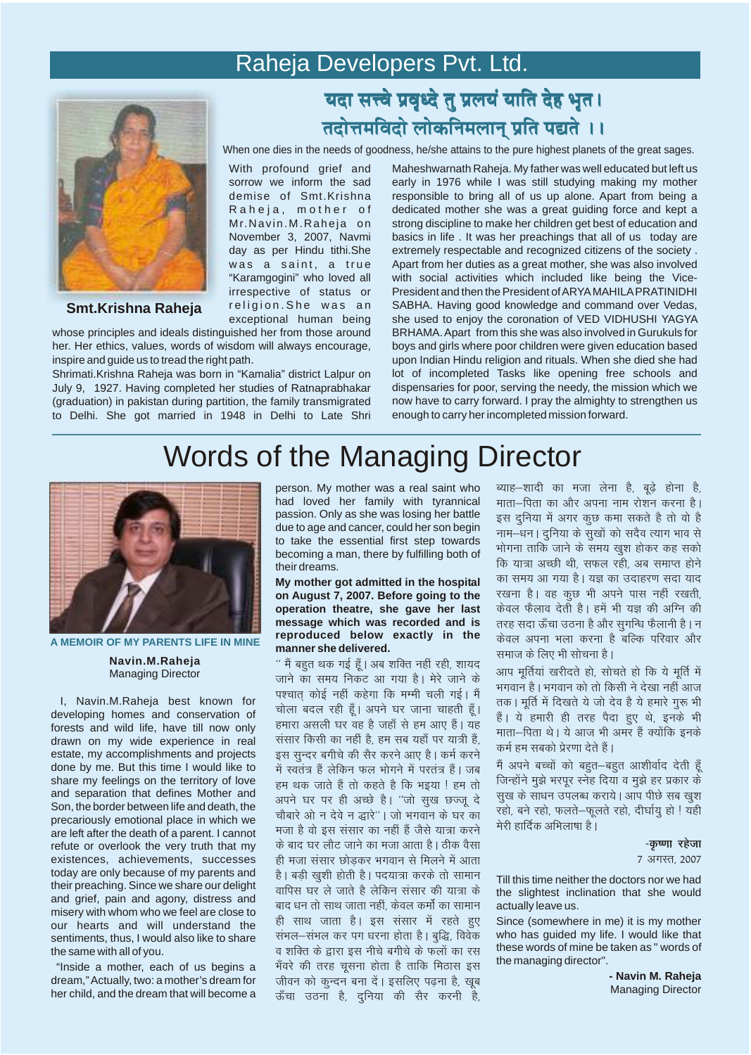## Raheja Developers Pvt. Ltd.

**यदा सत्त्वे प्रवृध्दे तु प्रलयं याति देह भृत।**
**तदोत्तमविदो लोकनिमलान् प्रति पद्यते ।।**

When one dies in the needs of goodness, he/she attains to the pure highest planets of the great sages.

**Smt.Krishna Raheja**

With profound grief and sorrow we inform the sad demise of Smt.Krishna Raheja, mother of Mr.Navin.M.Raheja on November 3, 2007, Navmi day as per Hindu tithi.She was a saint, a true "Karamgogini" who loved all irrespective of status or religion.She was an exceptional human being whose principles and ideals distinguished her from those around her. Her ethics, values, words of wisdom will always encourage, inspire and guide us to tread the right path.

Shrimati.Krishna Raheja was born in "Kamalia" district Lalpur on July 9, 1927. Having completed her studies of Ratnaprabhakar (graduation) in pakistan during partition, the family transmigrated to Delhi. She got married in 1948 in Delhi to Late Shri Maheshwarnath Raheja. My father was well educated but left us early in 1976 while I was still studying making my mother responsible to bring all of us up alone. Apart from being a dedicated mother she was a great guiding force and kept a strong discipline to make her children get best of education and basics in life . It was her preachings that all of us today are extremely respectable and recognized citizens of the society . Apart from her duties as a great mother, she was also involved with social activities which included like being the Vice-President and then the President of ARYA MAHILA PRATINIDHI SABHA. Having good knowledge and command over Vedas, she used to enjoy the coronation of VED VIDHUSHI YAGYA BRHAMA. Apart from this she was also involved in Gurukuls for boys and girls where poor children were given education based upon Indian Hindu religion and rituals. When she died she had lot of incompleted Tasks like opening free schools and dispensaries for poor, serving the needy, the mission which we now have to carry forward. I pray the almighty to strengthen us enough to carry her incompleted mission forward.

# Words of the Managing Director

**A MEMOIR OF MY PARENTS LIFE IN MINE**

**Navin.M.Raheja**
Managing Director

I, Navin.M.Raheja best known for developing homes and conservation of forests and wild life, have till now only drawn on my wide experience in real estate, my accomplishments and projects done by me. But this time I would like to share my feelings on the territory of love and separation that defines Mother and Son, the border between life and death, the precariously emotional place in which we are left after the death of a parent. I cannot refute or overlook the very truth that my existences, achievements, successes today are only because of my parents and their preaching. Since we share our delight and grief, pain and agony, distress and misery with whom who we feel are close to our hearts and will understand the sentiments, thus, I would also like to share the same with all of you.

"Inside a mother, each of us begins a dream," Actually, two: a mother's dream for her child, and the dream that will become a person. My mother was a real saint who had loved her family with tyrannical passion. Only as she was losing her battle due to age and cancer, could her son begin to take the essential first step towards becoming a man, there by fulfilling both of their dreams.

**My mother got admitted in the hospital on August 7, 2007. Before going to the operation theatre, she gave her last message which was recorded and is reproduced below exactly in the manner she delivered.**

" मैं बहुत थक गई हूँ। अब शक्ति नहीं रही, शायद जाने का समय निकट आ गया है। मेरे जाने के पश्चात् कोई नहीं कहेगा कि मम्मी चली गई। मैं चोला बदल रही हूँ। अपने घर जाना चाहती हूँ। हमारा असली घर वह है जहाँ से हम आए हैं। यह संसार किसी का नहीं है, हम सब यहाँ पर यात्री हैं, इस सुन्दर बगीचे की सैर करने आए है। कर्म करने में स्वतंत्र हैं लेकिन फल भोगने में परतंत्र हैं। जब हम थक जाते हैं तो कहते है कि भइया ! हम तो अपने घर पर ही अच्छे है। "जो सुख छज्जू दे चौबारे ओ न देवे न द्वारे"। जो भगवान के घर का मजा है वो इस संसार का नहीं हैं जैसे यात्रा करने के बाद घर लौट जाने का मजा आता है। ठीक वैसा ही मजा संसार छोड़कर भगवान से मिलने में आता है। बड़ी खुशी होती है। पदयात्रा करके तो सामान वापिस घर ले जाते है लेकिन संसार की यात्रा के बाद धन तो साथ जाता नहीं, केवल कर्मो का सामान ही साथ जाता है। इस संसार में रहते हुए संभल–संभल कर पग धरना होता है। बुद्धि, विवेक व शक्ति के द्वारा इस नीचे बगीचे के फलों का रस भँवरे की तरह चूसना होता है ताकि मिठास इस जीवन को कुन्दन बना दें। इसलिए पढ़ना है, खूब ऊँचा उठना है, दुनिया की सैर करनी है, ब्याह–शादी का मजा लेना है, बूढ़े होना है, माता–पिता का और अपना नाम रोशन करना है। इस दुनिया में अगर कुछ कमा सकते है तो वो है नाम–धन। दुनिया के सुखों को सदैव त्याग भाव से भोगना ताकि जाने के समय खुश होकर कह सको कि यात्रा अच्छी थी, सफल रही, अब समाप्त होने का समय आ गया है। यज्ञ का उदाहरण सदा याद रखना है। वह कुछ भी अपने पास नहीं रखती, केवल फैलाव देती है। हमें भी यज्ञ की अग्नि की तरह सदा ऊँचा उठना है और सुगन्धि फैलानी है। न केवल अपना भला करना है बल्कि परिवार और समाज के लिए भी सोचना है।

आप मूर्तियां खरीदते हो, सोचते हो कि ये मूर्ति में भगवान है। भगवान को तो किसी ने देखा नहीं आज तक। मूर्ति में दिखते ये जो देव है ये हमारे गुरू भी हैं। ये हमारी ही तरह पैदा हुए थे, इनके भी माता–पिता थे। ये आज भी अमर हैं क्योंकि इनके कर्म हम सबको प्रेरणा देते हैं।

मैं अपने बच्चों को बहुत–बहुत आशीर्वाद देती हूँ जिन्होंने मुझे भरपूर स्नेह दिया व मुझे हर प्रकार के सुख के साधन उपलब्ध कराये। आप पीछे सब खुश रहो, बने रहो, फलते–फूलते रहो, दीर्घायु हो ! यही मेरी हार्दिक अभिलाषा है।

**-कृष्णा रहेजा**
7 अगस्त, 2007

Till this time neither the doctors nor we had the slightest inclination that she would actually leave us.

Since (somewhere in me) it is my mother who has guided my life. I would like that these words of mine be taken as " words of the managing director".

**- Navin M. Raheja**
Managing Director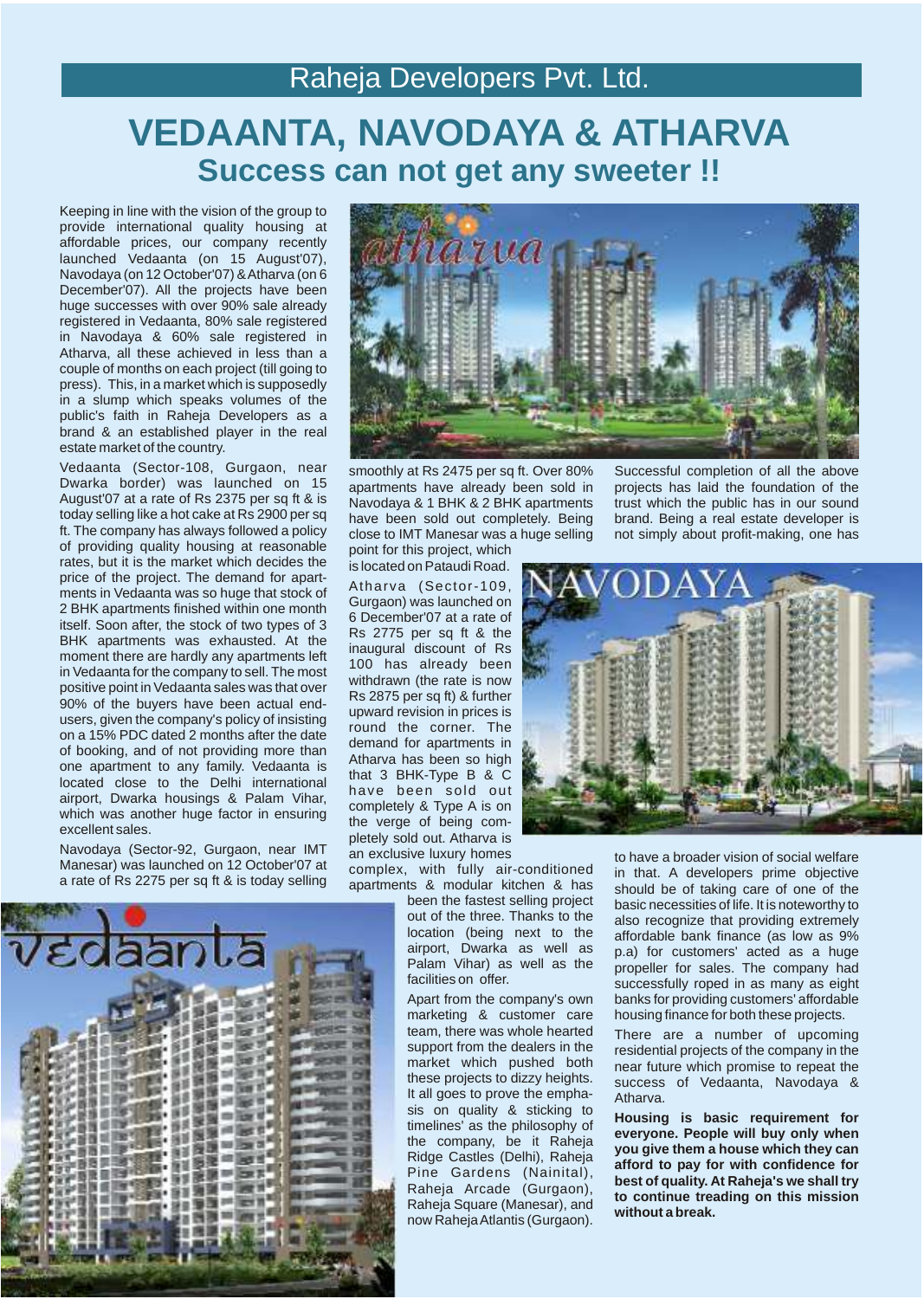# Raheja Developers Pvt. Ltd.

# VEDAANTA, NAVODAYA & ATHARVA

## Success can not get any sweeter !!

Keeping in line with the vision of the group to provide international quality housing at affordable prices, our company recently launched Vedaanta (on 15 August'07), Navodaya (on 12 October'07) & Atharva (on 6 December'07). All the projects have been huge successes with over 90% sale already registered in Vedaanta, 80% sale registered in Navodaya & 60% sale registered in Atharva, all these achieved in less than a couple of months on each project (till going to press). This, in a market which is supposedly in a slump which speaks volumes of the public's faith in Raheja Developers as a brand & an established player in the real estate market of the country.

Vedaanta (Sector-108, Gurgaon, near Dwarka border) was launched on 15 August'07 at a rate of Rs 2375 per sq ft & is today selling like a hot cake at Rs 2900 per sq ft. The company has always followed a policy of providing quality housing at reasonable rates, but it is the market which decides the price of the project. The demand for apartments in Vedaanta was so huge that stock of 2 BHK apartments finished within one month itself. Soon after, the stock of two types of 3 BHK apartments was exhausted. At the moment there are hardly any apartments left in Vedaanta for the company to sell. The most positive point in Vedaanta sales was that over 90% of the buyers have been actual end-users, given the company's policy of insisting on a 15% PDC dated 2 months after the date of booking, and of not providing more than one apartment to any family. Vedaanta is located close to the Delhi international airport, Dwarka housings & Palam Vihar, which was another huge factor in ensuring excellent sales.

Navodaya (Sector-92, Gurgaon, near IMT Manesar) was launched on 12 October'07 at a rate of Rs 2275 per sq ft & is today selling smoothly at Rs 2475 per sq ft. Over 80% apartments have already been sold in Navodaya & 1 BHK & 2 BHK apartments have been sold out completely. Being close to IMT Manesar was a huge selling point for this project, which is located on Pataudi Road.

Atharva (Sector-109, Gurgaon) was launched on 6 December'07 at a rate of Rs 2775 per sq ft & the inaugural discount of Rs 100 has already been withdrawn (the rate is now Rs 2875 per sq ft) & further upward revision in prices is round the corner. The demand for apartments in Atharva has been so high that 3 BHK-Type B & C have been sold out completely & Type A is on the verge of being completely sold out. Atharva is an exclusive luxury homes complex, with fully air-conditioned apartments & modular kitchen & has been the fastest selling project out of the three. Thanks to the location (being next to the airport, Dwarka as well as Palam Vihar) as well as the facilities on offer.

Apart from the company's own marketing & customer care team, there was whole hearted support from the dealers in the market which pushed both these projects to dizzy heights. It all goes to prove the emphasis on quality & sticking to timelines' as the philosophy of the company, be it Raheja Ridge Castles (Delhi), Raheja Pine Gardens (Nainital), Raheja Arcade (Gurgaon), Raheja Square (Manesar), and now Raheja Atlantis (Gurgaon).

Successful completion of all the above projects has laid the foundation of the trust which the public has in our sound brand. Being a real estate developer is not simply about profit-making, one has to have a broader vision of social welfare in that. A developers prime objective should be of taking care of one of the basic necessities of life. It is noteworthy to also recognize that providing extremely affordable bank finance (as low as 9% p.a) for customers' acted as a huge propeller for sales. The company had successfully roped in as many as eight banks for providing customers' affordable housing finance for both these projects.

There are a number of upcoming residential projects of the company in the near future which promise to repeat the success of Vedaanta, Navodaya & Atharva.

**Housing is basic requirement for everyone. People will buy only when you give them a house which they can afford to pay for with confidence for best of quality. At Raheja's we shall try to continue treading on this mission without a break.**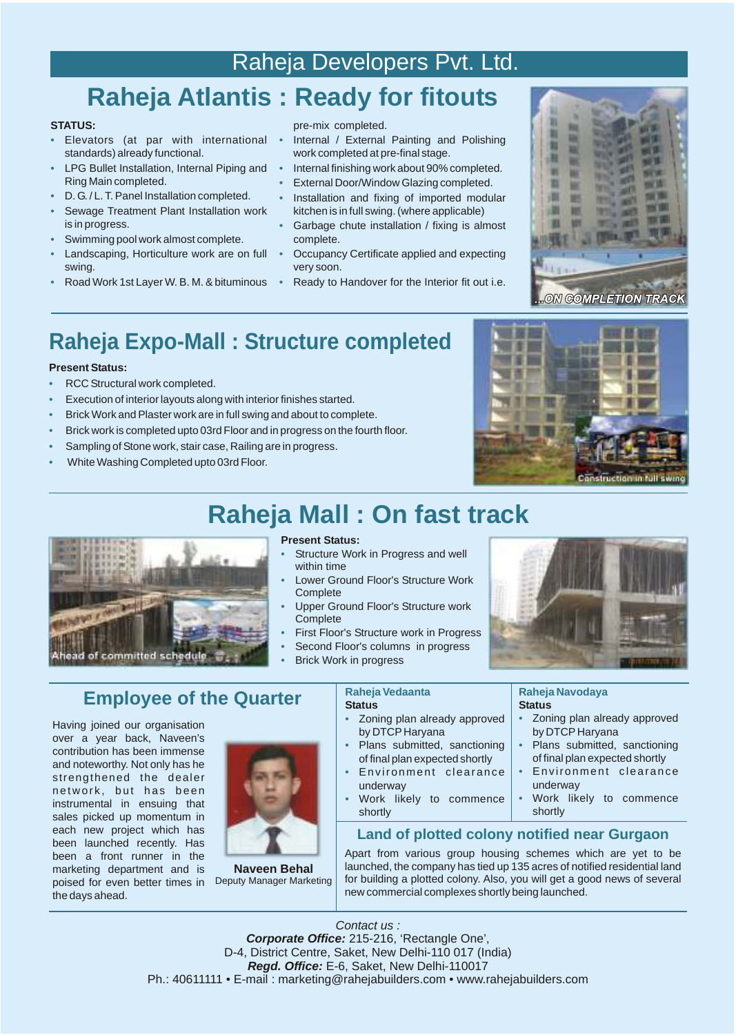# Raheja Developers Pvt. Ltd.

## Raheja Atlantis : Ready for fitouts

**STATUS:**

- Elevators (at par with international standards) already functional.
- LPG Bullet Installation, Internal Piping and Ring Main completed.
- D. G. / L. T. Panel Installation completed.
- Sewage Treatment Plant Installation work is in progress.
- Swimming pool work almost complete.
- Landscaping, Horticulture work are on full swing.
- Road Work 1st Layer W. B. M. & bituminous pre-mix completed.
- Internal / External Painting and Polishing work completed at pre-final stage.
- Internal finishing work about 90% completed.
- External Door/Window Glazing completed.
- Installation and fixing of imported modular kitchen is in full swing. (where applicable)
- Garbage chute installation / fixing is almost complete.
- Occupancy Certificate applied and expecting very soon.
- Ready to Handover for the Interior fit out i.e.

...ON COMPLETION TRACK

## Raheja Expo-Mall : Structure completed

**Present Status:**

- RCC Structural work completed.
- Execution of interior layouts along with interior finishes started.
- Brick Work and Plaster work are in full swing and about to complete.
- Brick work is completed upto 03rd Floor and in progress on the fourth floor.
- Sampling of Stone work, stair case, Railing are in progress.
- White Washing Completed upto 03rd Floor.

Construction in full swing

## Raheja Mall : On fast track

Ahead of committed schedule

**Present Status:**

- Structure Work in Progress and well within time
- Lower Ground Floor's Structure Work Complete
- Upper Ground Floor's Structure work Complete
- First Floor's Structure work in Progress
- Second Floor's columns in progress
- Brick Work in progress

## Employee of the Quarter

Having joined our organisation over a year back, Naveen's contribution has been immense and noteworthy. Not only has he strengthened the dealer network, but has been instrumental in ensuing that sales picked up momentum in each new project which has been launched recently. Has been a front runner in the marketing department and is poised for even better times in the days ahead.

**Naveen Behal**
Deputy Manager Marketing

### Raheja Vedaanta

**Status**

- Zoning plan already approved by DTCP Haryana
- Plans submitted, sanctioning of final plan expected shortly
- Environment clearance underway
- Work likely to commence shortly

### Raheja Navodaya

**Status**

- Zoning plan already approved by DTCP Haryana
- Plans submitted, sanctioning of final plan expected shortly
- Environment clearance underway
- Work likely to commence shortly

## Land of plotted colony notified near Gurgaon

Apart from various group housing schemes which are yet to be launched, the company has tied up 135 acres of notified residential land for building a plotted colony. Also, you will get a good news of several new commercial complexes shortly being launched.

*Contact us :*
***Corporate Office:*** 215-216, 'Rectangle One',
D-4, District Centre, Saket, New Delhi-110 017 (India)
***Regd. Office:*** E-6, Saket, New Delhi-110017
Ph.: 40611111 • E-mail : marketing@rahejabuilders.com • www.rahejabuilders.com